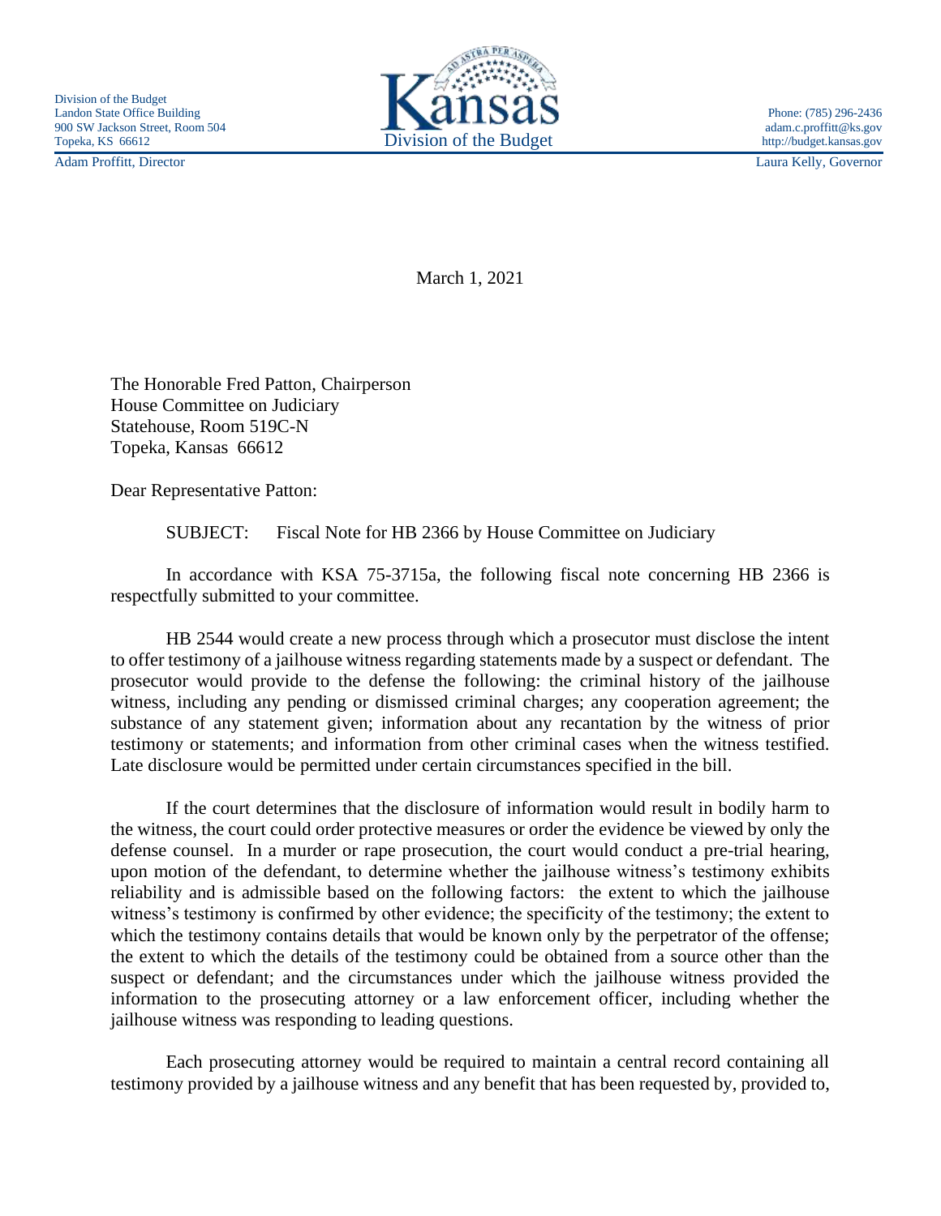Division of the Budget
Landon State Office Building
900 SW Jackson Street, Room 504
Topeka, KS 66612

Kansas
Division of the Budget

Phone: (785) 296-2436
adam.c.proffitt@ks.gov
http://budget.kansas.gov

Adam Proffitt, Director

Laura Kelly, Governor

March 1, 2021

The Honorable Fred Patton, Chairperson
House Committee on Judiciary
Statehouse, Room 519C-N
Topeka, Kansas 66612

Dear Representative Patton:

SUBJECT: Fiscal Note for HB 2366 by House Committee on Judiciary

In accordance with KSA 75-3715a, the following fiscal note concerning HB 2366 is respectfully submitted to your committee.

HB 2544 would create a new process through which a prosecutor must disclose the intent to offer testimony of a jailhouse witness regarding statements made by a suspect or defendant. The prosecutor would provide to the defense the following: the criminal history of the jailhouse witness, including any pending or dismissed criminal charges; any cooperation agreement; the substance of any statement given; information about any recantation by the witness of prior testimony or statements; and information from other criminal cases when the witness testified. Late disclosure would be permitted under certain circumstances specified in the bill.

If the court determines that the disclosure of information would result in bodily harm to the witness, the court could order protective measures or order the evidence be viewed by only the defense counsel. In a murder or rape prosecution, the court would conduct a pre-trial hearing, upon motion of the defendant, to determine whether the jailhouse witness's testimony exhibits reliability and is admissible based on the following factors: the extent to which the jailhouse witness's testimony is confirmed by other evidence; the specificity of the testimony; the extent to which the testimony contains details that would be known only by the perpetrator of the offense; the extent to which the details of the testimony could be obtained from a source other than the suspect or defendant; and the circumstances under which the jailhouse witness provided the information to the prosecuting attorney or a law enforcement officer, including whether the jailhouse witness was responding to leading questions.

Each prosecuting attorney would be required to maintain a central record containing all testimony provided by a jailhouse witness and any benefit that has been requested by, provided to,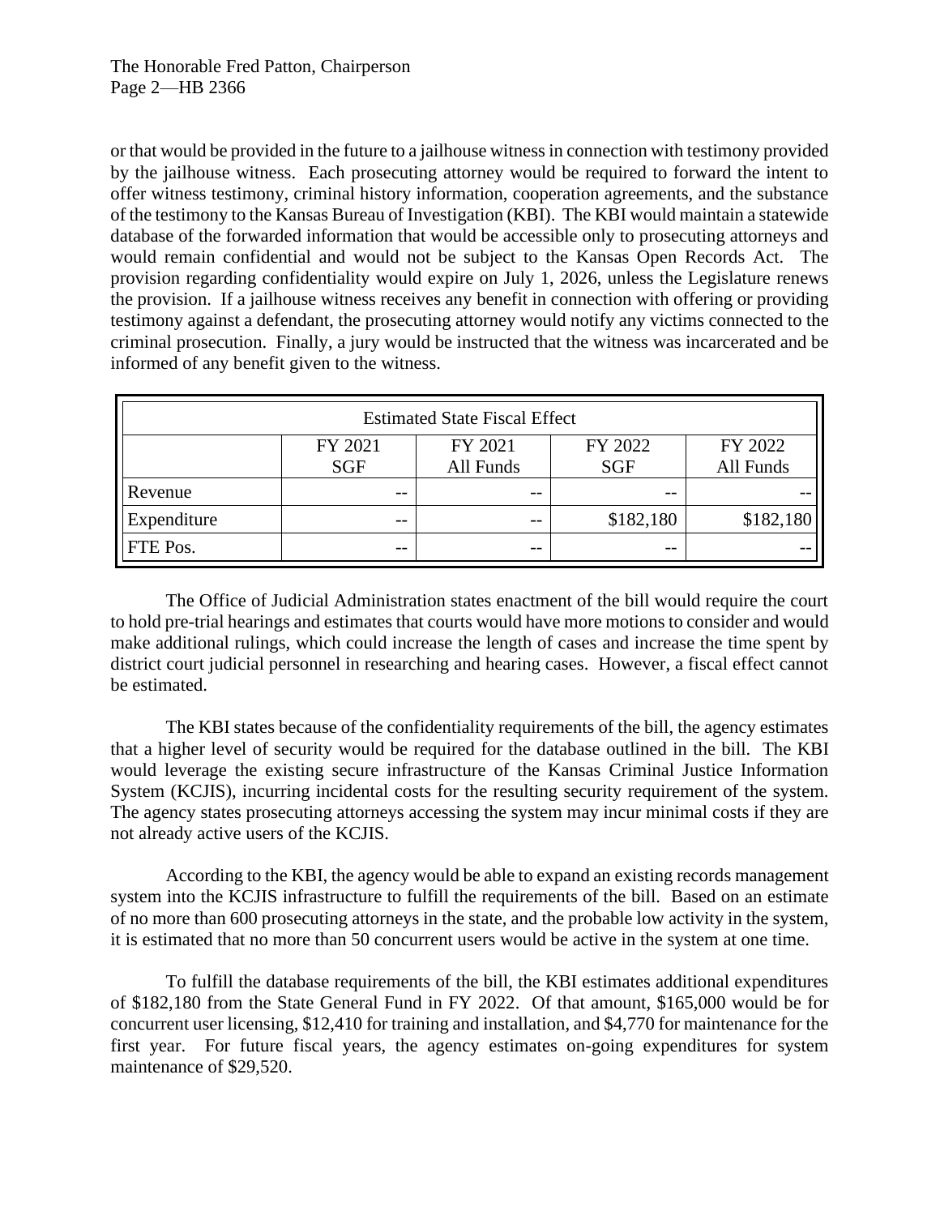or that would be provided in the future to a jailhouse witness in connection with testimony provided by the jailhouse witness. Each prosecuting attorney would be required to forward the intent to offer witness testimony, criminal history information, cooperation agreements, and the substance of the testimony to the Kansas Bureau of Investigation (KBI). The KBI would maintain a statewide database of the forwarded information that would be accessible only to prosecuting attorneys and would remain confidential and would not be subject to the Kansas Open Records Act. The provision regarding confidentiality would expire on July 1, 2026, unless the Legislature renews the provision. If a jailhouse witness receives any benefit in connection with offering or providing testimony against a defendant, the prosecuting attorney would notify any victims connected to the criminal prosecution. Finally, a jury would be instructed that the witness was incarcerated and be informed of any benefit given to the witness.

| Estimated State Fiscal Effect | | | | |
|---|---|---|---|---|
| | FY 2021 SGF | FY 2021 All Funds | FY 2022 SGF | FY 2022 All Funds |
| Revenue | -- | -- | -- | -- |
| Expenditure | -- | -- | $182,180 | $182,180 |
| FTE Pos. | -- | -- | -- | -- |

The Office of Judicial Administration states enactment of the bill would require the court to hold pre-trial hearings and estimates that courts would have more motions to consider and would make additional rulings, which could increase the length of cases and increase the time spent by district court judicial personnel in researching and hearing cases. However, a fiscal effect cannot be estimated.

The KBI states because of the confidentiality requirements of the bill, the agency estimates that a higher level of security would be required for the database outlined in the bill. The KBI would leverage the existing secure infrastructure of the Kansas Criminal Justice Information System (KCJIS), incurring incidental costs for the resulting security requirement of the system. The agency states prosecuting attorneys accessing the system may incur minimal costs if they are not already active users of the KCJIS.

According to the KBI, the agency would be able to expand an existing records management system into the KCJIS infrastructure to fulfill the requirements of the bill. Based on an estimate of no more than 600 prosecuting attorneys in the state, and the probable low activity in the system, it is estimated that no more than 50 concurrent users would be active in the system at one time.

To fulfill the database requirements of the bill, the KBI estimates additional expenditures of $182,180 from the State General Fund in FY 2022. Of that amount, $165,000 would be for concurrent user licensing, $12,410 for training and installation, and $4,770 for maintenance for the first year. For future fiscal years, the agency estimates on-going expenditures for system maintenance of $29,520.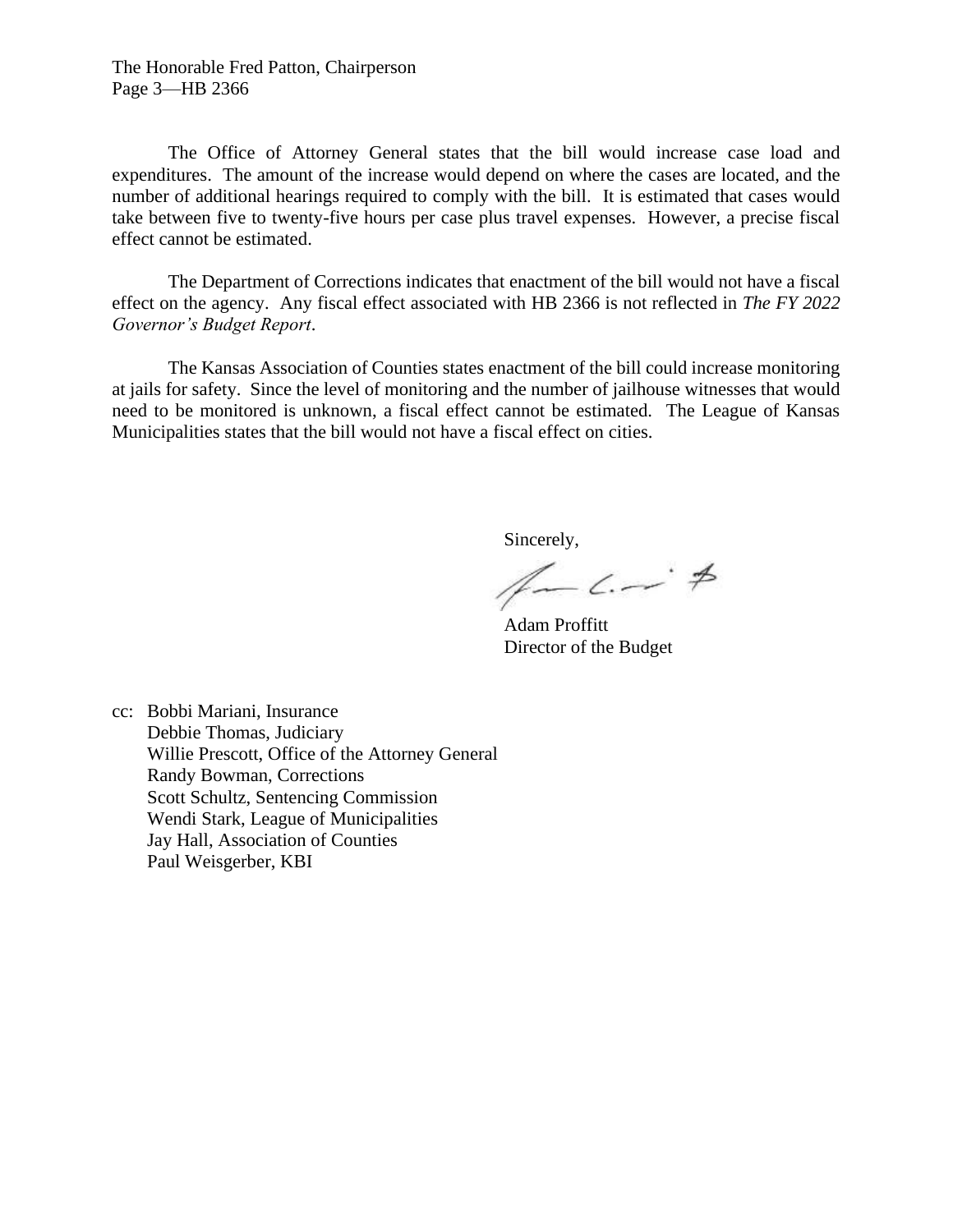The Office of Attorney General states that the bill would increase case load and expenditures. The amount of the increase would depend on where the cases are located, and the number of additional hearings required to comply with the bill. It is estimated that cases would take between five to twenty-five hours per case plus travel expenses. However, a precise fiscal effect cannot be estimated.

The Department of Corrections indicates that enactment of the bill would not have a fiscal effect on the agency. Any fiscal effect associated with HB 2366 is not reflected in *The FY 2022 Governor's Budget Report*.

The Kansas Association of Counties states enactment of the bill could increase monitoring at jails for safety. Since the level of monitoring and the number of jailhouse witnesses that would need to be monitored is unknown, a fiscal effect cannot be estimated. The League of Kansas Municipalities states that the bill would not have a fiscal effect on cities.

Sincerely,

Adam Proffitt
Director of the Budget

cc: Bobbi Mariani, Insurance
Debbie Thomas, Judiciary
Willie Prescott, Office of the Attorney General
Randy Bowman, Corrections
Scott Schultz, Sentencing Commission
Wendi Stark, League of Municipalities
Jay Hall, Association of Counties
Paul Weisgerber, KBI